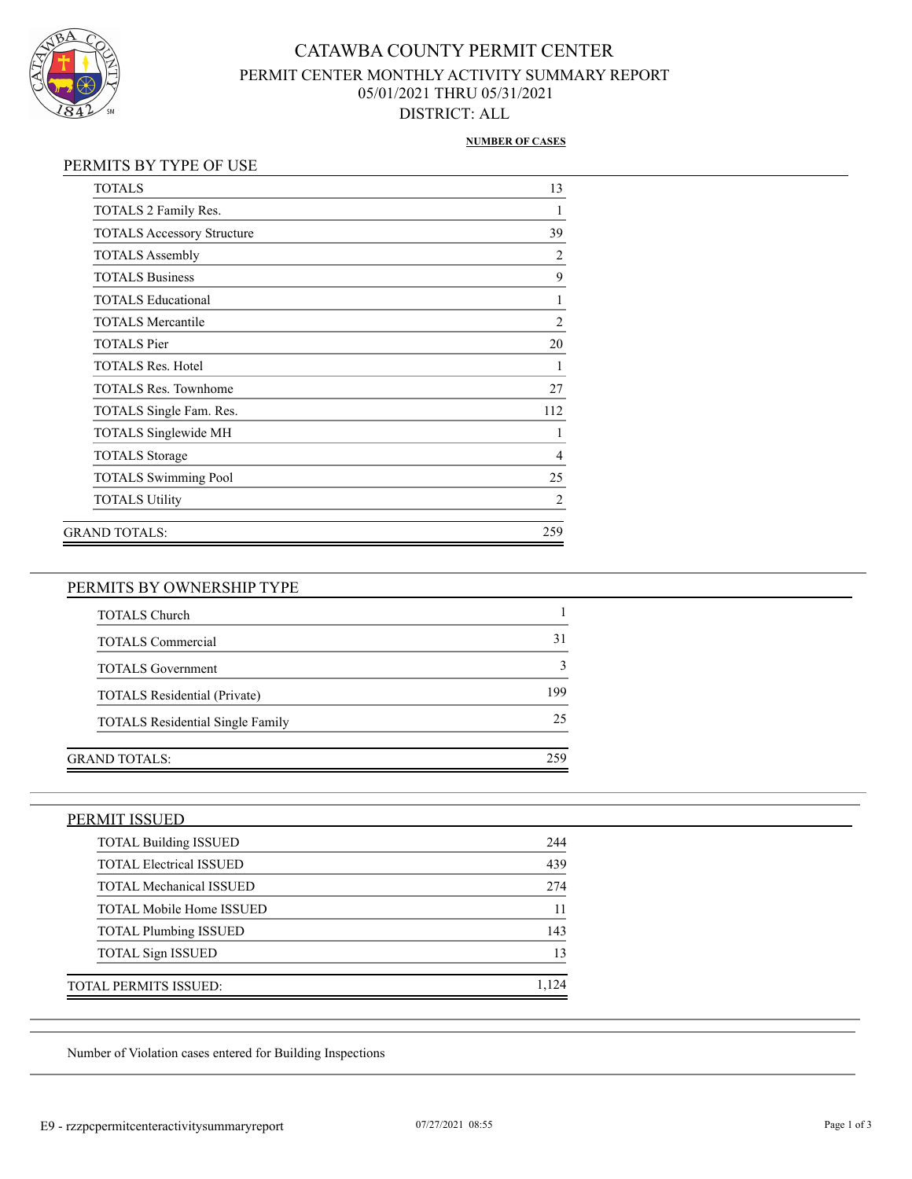# CATAWBA COUNTY PERMIT CENTER

## PERMIT CENTER MONTHLY ACTIVITY SUMMARY REPORT

05/01/2021 THRU 05/31/2021

DISTRICT: ALL

### PERMITS BY TYPE OF USE

| | NUMBER OF CASES |
|---|---|
| TOTALS | 13 |
| TOTALS 2 Family Res. | 1 |
| TOTALS Accessory Structure | 39 |
| TOTALS Assembly | 2 |
| TOTALS Business | 9 |
| TOTALS Educational | 1 |
| TOTALS Mercantile | 2 |
| TOTALS Pier | 20 |
| TOTALS Res. Hotel | 1 |
| TOTALS Res. Townhome | 27 |
| TOTALS Single Fam. Res. | 112 |
| TOTALS Singlewide MH | 1 |
| TOTALS Storage | 4 |
| TOTALS Swimming Pool | 25 |
| TOTALS Utility | 2 |
| GRAND TOTALS: | 259 |

### PERMITS BY OWNERSHIP TYPE

| | |
|---|---|
| TOTALS Church | 1 |
| TOTALS Commercial | 31 |
| TOTALS Government | 3 |
| TOTALS Residential (Private) | 199 |
| TOTALS Residential Single Family | 25 |
| GRAND TOTALS: | 259 |

### PERMIT ISSUED

| | |
|---|---|
| TOTAL Building ISSUED | 244 |
| TOTAL Electrical ISSUED | 439 |
| TOTAL Mechanical ISSUED | 274 |
| TOTAL Mobile Home ISSUED | 11 |
| TOTAL Plumbing ISSUED | 143 |
| TOTAL Sign ISSUED | 13 |
| TOTAL PERMITS ISSUED: | 1,124 |

Number of Violation cases entered for Building Inspections

E9 - rzzpcpermitcenteractivitysummaryreport 07/27/2021 08:55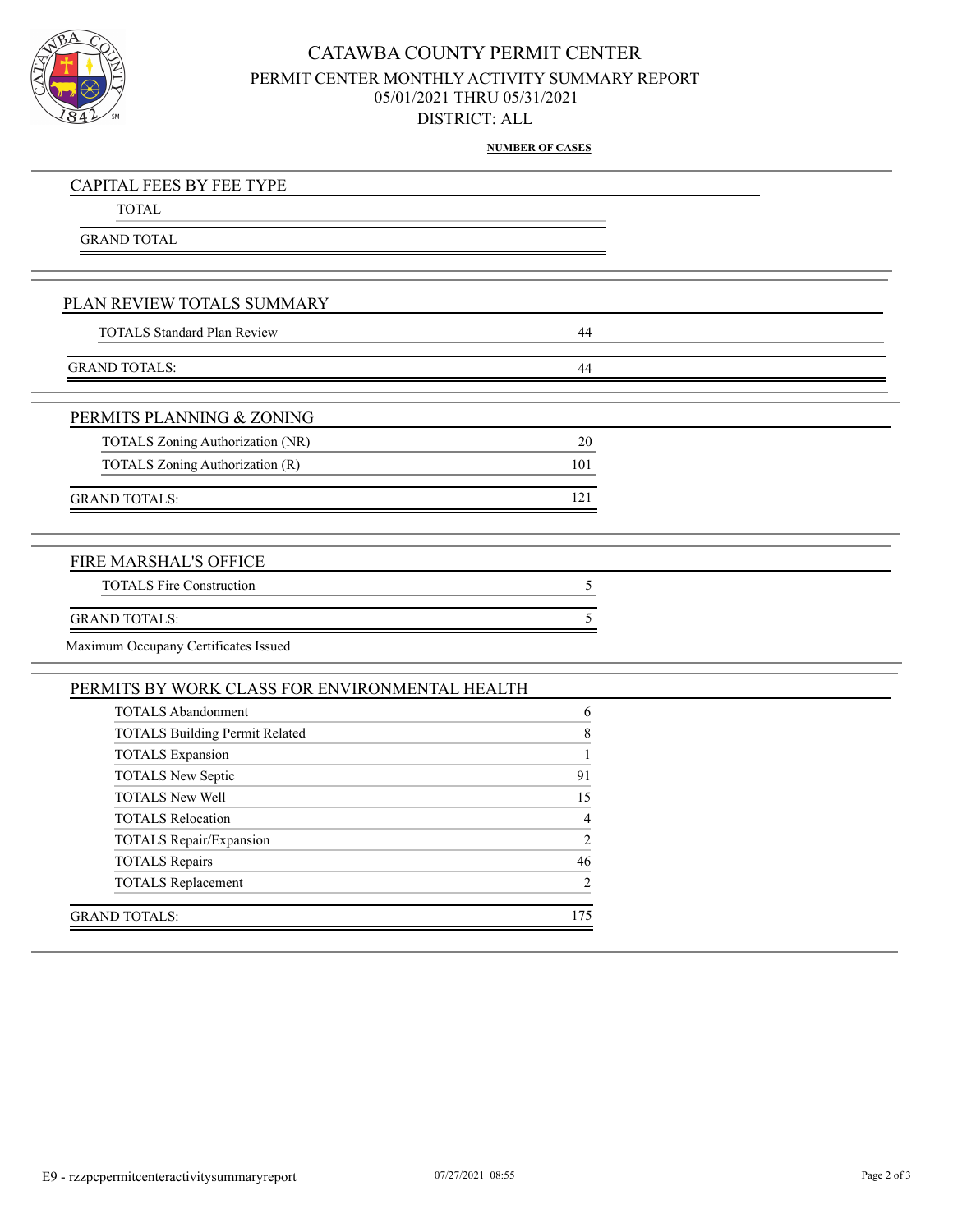# CATAWBA COUNTY PERMIT CENTER

## PERMIT CENTER MONTHLY ACTIVITY SUMMARY REPORT

05/01/2021 THRU 05/31/2021

DISTRICT: ALL

**NUMBER OF CASES**

### CAPITAL FEES BY FEE TYPE

| | |
|---|---|
| TOTAL | |
| GRAND TOTAL | |

### PLAN REVIEW TOTALS SUMMARY

| | |
|---|---|
| TOTALS Standard Plan Review | 44 |
| GRAND TOTALS: | 44 |

### PERMITS PLANNING & ZONING

| | |
|---|---|
| TOTALS Zoning Authorization (NR) | 20 |
| TOTALS Zoning Authorization (R) | 101 |
| GRAND TOTALS: | 121 |

### FIRE MARSHAL'S OFFICE

| | |
|---|---|
| TOTALS Fire Construction | 5 |
| GRAND TOTALS: | 5 |

Maximum Occupany Certificates Issued

### PERMITS BY WORK CLASS FOR ENVIRONMENTAL HEALTH

| | |
|---|---|
| TOTALS Abandonment | 6 |
| TOTALS Building Permit Related | 8 |
| TOTALS Expansion | 1 |
| TOTALS New Septic | 91 |
| TOTALS New Well | 15 |
| TOTALS Relocation | 4 |
| TOTALS Repair/Expansion | 2 |
| TOTALS Repairs | 46 |
| TOTALS Replacement | 2 |
| GRAND TOTALS: | 175 |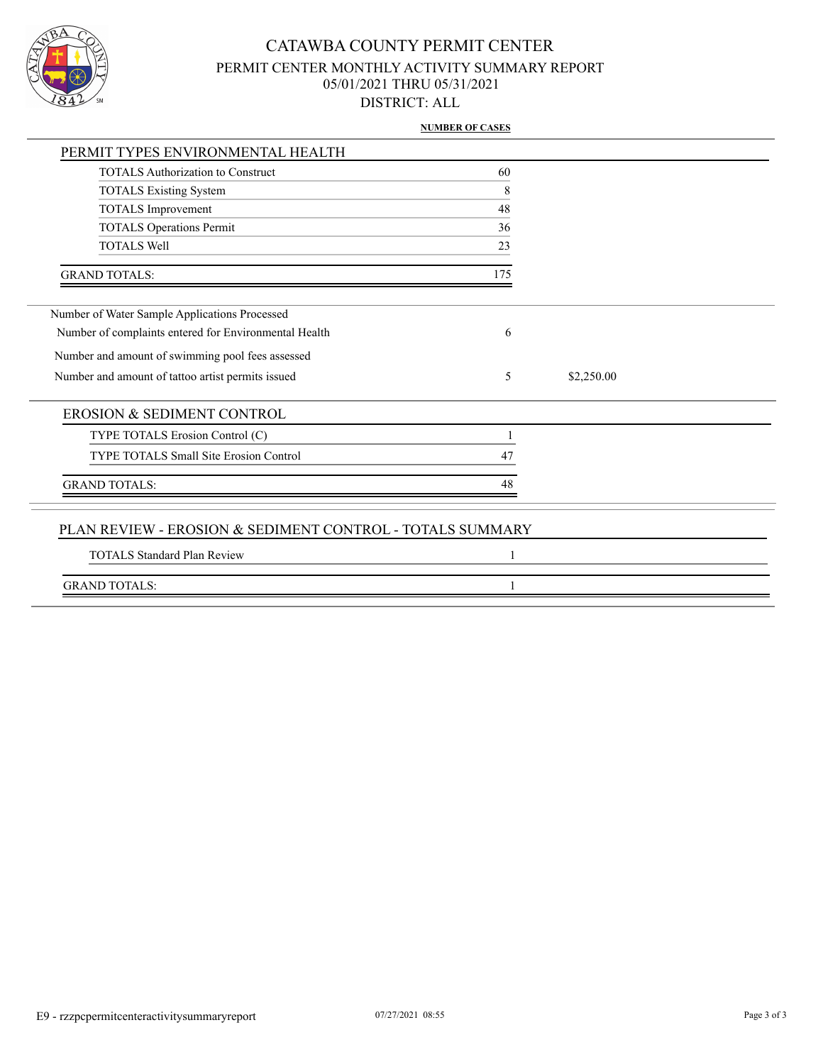# CATAWBA COUNTY PERMIT CENTER

## PERMIT CENTER MONTHLY ACTIVITY SUMMARY REPORT

05/01/2021 THRU 05/31/2021

DISTRICT: ALL

### PERMIT TYPES ENVIRONMENTAL HEALTH

| | NUMBER OF CASES |
|---|---|
| TOTALS Authorization to Construct | 60 |
| TOTALS Existing System | 8 |
| TOTALS Improvement | 48 |
| TOTALS Operations Permit | 36 |
| TOTALS Well | 23 |
| GRAND TOTALS: | 175 |

| | | |
|---|---|---|
| Number of Water Sample Applications Processed | | |
| Number of complaints entered for Environmental Health | 6 | |
| Number and amount of swimming pool fees assessed | | |
| Number and amount of tattoo artist permits issued | 5 | $2,250.00 |

### EROSION & SEDIMENT CONTROL

| | |
|---|---|
| TYPE TOTALS Erosion Control (C) | 1 |
| TYPE TOTALS Small Site Erosion Control | 47 |
| GRAND TOTALS: | 48 |

### PLAN REVIEW - EROSION & SEDIMENT CONTROL - TOTALS SUMMARY

| | |
|---|---|
| TOTALS Standard Plan Review | 1 |
| GRAND TOTALS: | 1 |

E9 - rzzpcpermitcenteractivitysummaryreport 07/27/2021 08:55